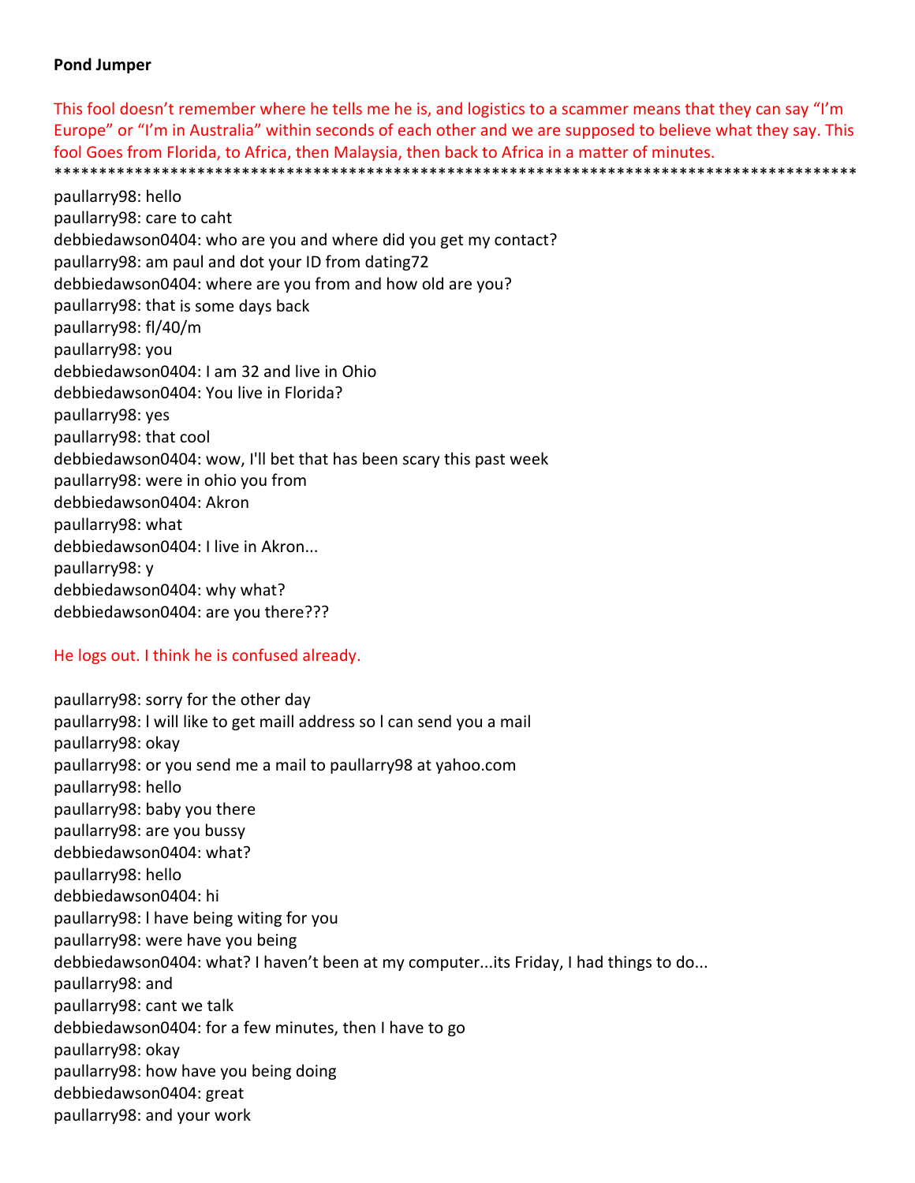**Pond Jumper**

This fool doesn't remember where he tells me he is, and logistics to a scammer means that they can say "I'm Europe" or "I'm in Australia" within seconds of each other and we are supposed to believe what they say. This fool Goes from Florida, to Africa, then Malaysia, then back to Africa in a matter of minutes.
**********************************************************************************************

paullarry98: hello
paullarry98: care to caht
debbiedawson0404: who are you and where did you get my contact?
paullarry98: am paul and dot your ID from dating72
debbiedawson0404: where are you from and how old are you?
paullarry98: that is some days back
paullarry98: fl/40/m
paullarry98: you
debbiedawson0404: I am 32 and live in Ohio
debbiedawson0404: You live in Florida?
paullarry98: yes
paullarry98: that cool
debbiedawson0404: wow, I'll bet that has been scary this past week
paullarry98: were in ohio you from
debbiedawson0404: Akron
paullarry98: what
debbiedawson0404: I live in Akron...
paullarry98: y
debbiedawson0404: why what?
debbiedawson0404: are you there???

He logs out. I think he is confused already.

paullarry98: sorry for the other day
paullarry98: l will like to get maill address so l can send you a mail
paullarry98: okay
paullarry98: or you send me a mail to paullarry98 at yahoo.com
paullarry98: hello
paullarry98: baby you there
paullarry98: are you bussy
debbiedawson0404: what?
paullarry98: hello
debbiedawson0404: hi
paullarry98: l have being witing for you
paullarry98: were have you being
debbiedawson0404: what? I haven't been at my computer...its Friday, I had things to do...
paullarry98: and
paullarry98: cant we talk
debbiedawson0404: for a few minutes, then I have to go
paullarry98: okay
paullarry98: how have you being doing
debbiedawson0404: great
paullarry98: and your work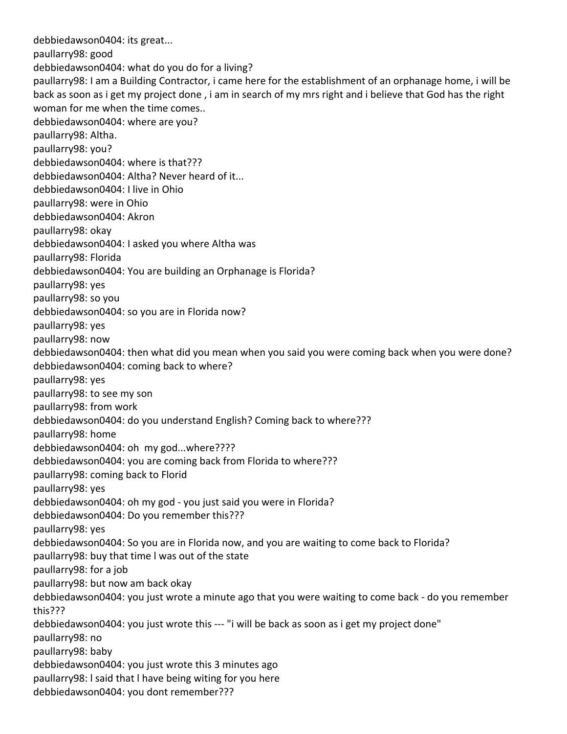debbiedawson0404: its great...
paullarry98: good
debbiedawson0404: what do you do for a living?
paullarry98: I am a Building Contractor, i came here for the establishment of an orphanage home, i will be back as soon as i get my project done , i am in search of my mrs right and i believe that God has the right woman for me when the time comes..
debbiedawson0404: where are you?
paullarry98: Altha.
paullarry98: you?
debbiedawson0404: where is that???
debbiedawson0404: Altha? Never heard of it...
debbiedawson0404: I live in Ohio
paullarry98: were in Ohio
debbiedawson0404: Akron
paullarry98: okay
debbiedawson0404: I asked you where Altha was
paullarry98: Florida
debbiedawson0404: You are building an Orphanage is Florida?
paullarry98: yes
paullarry98: so you
debbiedawson0404: so you are in Florida now?
paullarry98: yes
paullarry98: now
debbiedawson0404: then what did you mean when you said you were coming back when you were done?
debbiedawson0404: coming back to where?
paullarry98: yes
paullarry98: to see my son
paullarry98: from work
debbiedawson0404: do you understand English? Coming back to where???
paullarry98: home
debbiedawson0404: oh my god...where????
debbiedawson0404: you are coming back from Florida to where???
paullarry98: coming back to Florid
paullarry98: yes
debbiedawson0404: oh my god - you just said you were in Florida?
debbiedawson0404: Do you remember this???
paullarry98: yes
debbiedawson0404: So you are in Florida now, and you are waiting to come back to Florida?
paullarry98: buy that time l was out of the state
paullarry98: for a job
paullarry98: but now am back okay
debbiedawson0404: you just wrote a minute ago that you were waiting to come back - do you remember this???
debbiedawson0404: you just wrote this --- "i will be back as soon as i get my project done"
paullarry98: no
paullarry98: baby
debbiedawson0404: you just wrote this 3 minutes ago
paullarry98: l said that l have being witing for you here
debbiedawson0404: you dont remember???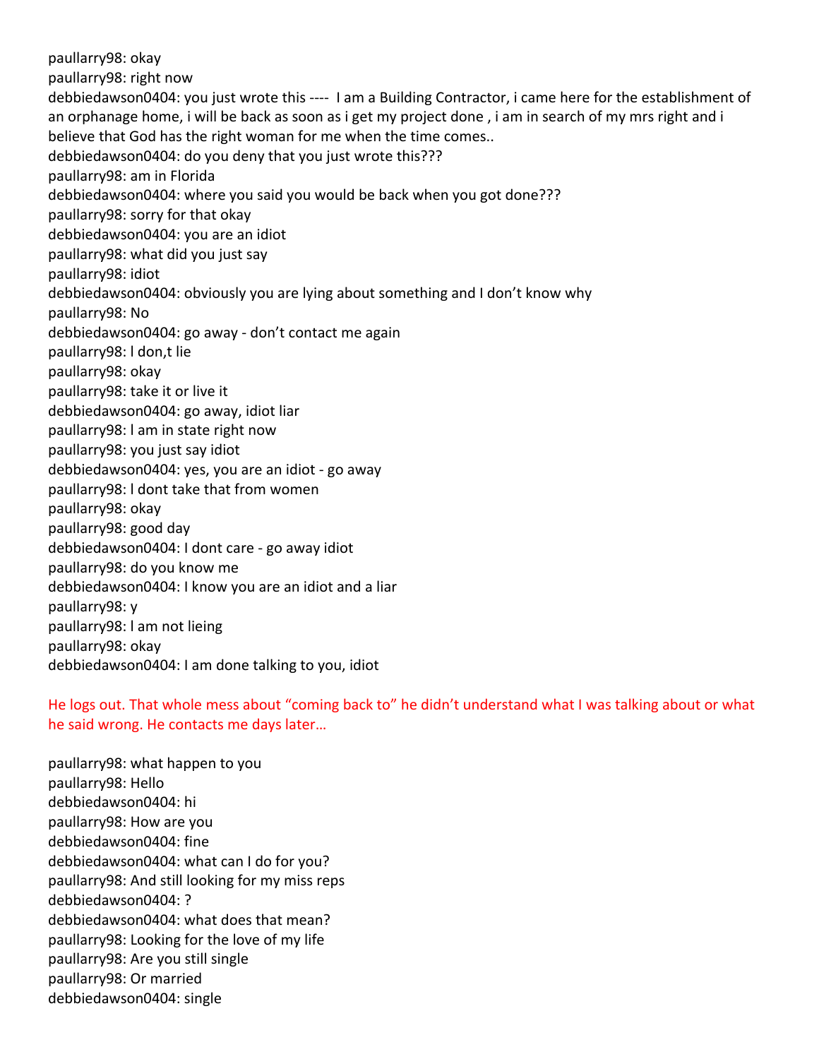paullarry98: okay
paullarry98: right now
debbiedawson0404: you just wrote this ---- I am a Building Contractor, i came here for the establishment of an orphanage home, i will be back as soon as i get my project done , i am in search of my mrs right and i believe that God has the right woman for me when the time comes..
debbiedawson0404: do you deny that you just wrote this???
paullarry98: am in Florida
debbiedawson0404: where you said you would be back when you got done???
paullarry98: sorry for that okay
debbiedawson0404: you are an idiot
paullarry98: what did you just say
paullarry98: idiot
debbiedawson0404: obviously you are lying about something and I don't know why
paullarry98: No
debbiedawson0404: go away - don't contact me again
paullarry98: l don,t lie
paullarry98: okay
paullarry98: take it or live it
debbiedawson0404: go away, idiot liar
paullarry98: l am in state right now
paullarry98: you just say idiot
debbiedawson0404: yes, you are an idiot - go away
paullarry98: l dont take that from women
paullarry98: okay
paullarry98: good day
debbiedawson0404: I dont care - go away idiot
paullarry98: do you know me
debbiedawson0404: I know you are an idiot and a liar
paullarry98: y
paullarry98: l am not lieing
paullarry98: okay
debbiedawson0404: I am done talking to you, idiot

He logs out. That whole mess about "coming back to" he didn't understand what I was talking about or what he said wrong. He contacts me days later…

paullarry98: what happen to you
paullarry98: Hello
debbiedawson0404: hi
paullarry98: How are you
debbiedawson0404: fine
debbiedawson0404: what can I do for you?
paullarry98: And still looking for my miss reps
debbiedawson0404: ?
debbiedawson0404: what does that mean?
paullarry98: Looking for the love of my life
paullarry98: Are you still single
paullarry98: Or married
debbiedawson0404: single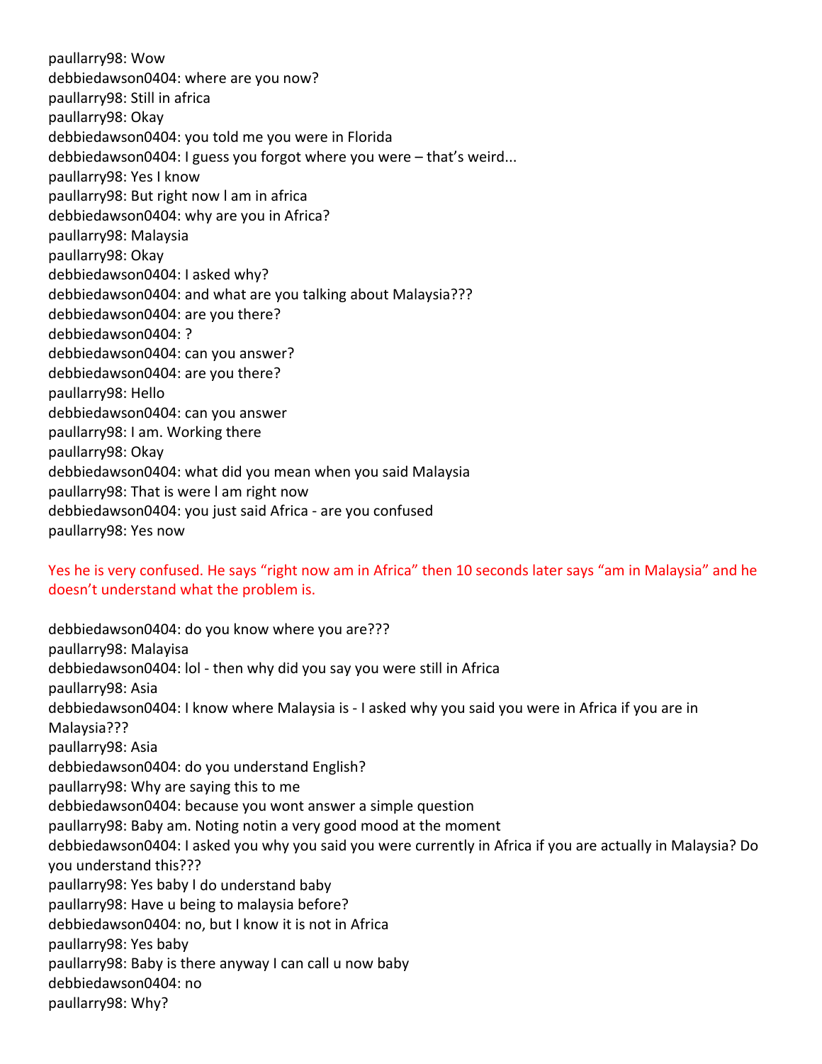paullarry98: Wow
debbiedawson0404: where are you now?
paullarry98: Still in africa
paullarry98: Okay
debbiedawson0404: you told me you were in Florida
debbiedawson0404: I guess you forgot where you were – that's weird...
paullarry98: Yes I know
paullarry98: But right now l am in africa
debbiedawson0404: why are you in Africa?
paullarry98: Malaysia
paullarry98: Okay
debbiedawson0404: I asked why?
debbiedawson0404: and what are you talking about Malaysia???
debbiedawson0404: are you there?
debbiedawson0404: ?
debbiedawson0404: can you answer?
debbiedawson0404: are you there?
paullarry98: Hello
debbiedawson0404: can you answer
paullarry98: I am. Working there
paullarry98: Okay
debbiedawson0404: what did you mean when you said Malaysia
paullarry98: That is were l am right now
debbiedawson0404: you just said Africa - are you confused
paullarry98: Yes now

Yes he is very confused. He says "right now am in Africa" then 10 seconds later says "am in Malaysia" and he doesn't understand what the problem is.

debbiedawson0404: do you know where you are???
paullarry98: Malayisa
debbiedawson0404: lol - then why did you say you were still in Africa
paullarry98: Asia
debbiedawson0404: I know where Malaysia is - I asked why you said you were in Africa if you are in Malaysia???
paullarry98: Asia
debbiedawson0404: do you understand English?
paullarry98: Why are saying this to me
debbiedawson0404: because you wont answer a simple question
paullarry98: Baby am. Noting notin a very good mood at the moment
debbiedawson0404: I asked you why you said you were currently in Africa if you are actually in Malaysia? Do you understand this???
paullarry98: Yes baby I do understand baby
paullarry98: Have u being to malaysia before?
debbiedawson0404: no, but I know it is not in Africa
paullarry98: Yes baby
paullarry98: Baby is there anyway I can call u now baby
debbiedawson0404: no
paullarry98: Why?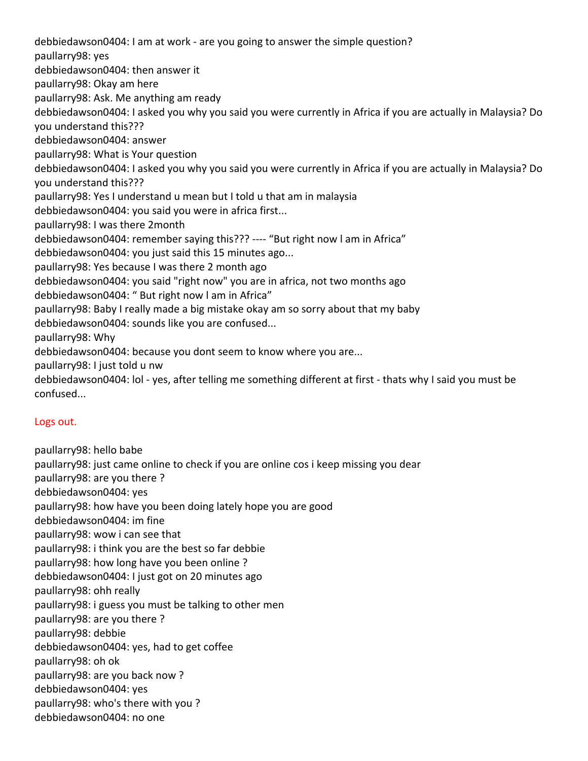debbiedawson0404: I am at work - are you going to answer the simple question?
paullarry98: yes
debbiedawson0404: then answer it
paullarry98: Okay am here
paullarry98: Ask. Me anything am ready
debbiedawson0404: I asked you why you said you were currently in Africa if you are actually in Malaysia? Do you understand this???
debbiedawson0404: answer
paullarry98: What is Your question
debbiedawson0404: I asked you why you said you were currently in Africa if you are actually in Malaysia? Do you understand this???
paullarry98: Yes I understand u mean but I told u that am in malaysia
debbiedawson0404: you said you were in africa first...
paullarry98: I was there 2month
debbiedawson0404: remember saying this??? ---- "But right now l am in Africa"
debbiedawson0404: you just said this 15 minutes ago...
paullarry98: Yes because I was there 2 month ago
debbiedawson0404: you said "right now" you are in africa, not two months ago
debbiedawson0404: " But right now l am in Africa"
paullarry98: Baby I really made a big mistake okay am so sorry about that my baby
debbiedawson0404: sounds like you are confused...
paullarry98: Why
debbiedawson0404: because you dont seem to know where you are...
paullarry98: I just told u nw
debbiedawson0404: lol - yes, after telling me something different at first - thats why I said you must be confused...

Logs out.

paullarry98: hello babe
paullarry98: just came online to check if you are online cos i keep missing you dear
paullarry98: are you there ?
debbiedawson0404: yes
paullarry98: how have you been doing lately hope you are good
debbiedawson0404: im fine
paullarry98: wow i can see that
paullarry98: i think you are the best so far debbie
paullarry98: how long have you been online ?
debbiedawson0404: I just got on 20 minutes ago
paullarry98: ohh really
paullarry98: i guess you must be talking to other men
paullarry98: are you there ?
paullarry98: debbie
debbiedawson0404: yes, had to get coffee
paullarry98: oh ok
paullarry98: are you back now ?
debbiedawson0404: yes
paullarry98: who's there with you ?
debbiedawson0404: no one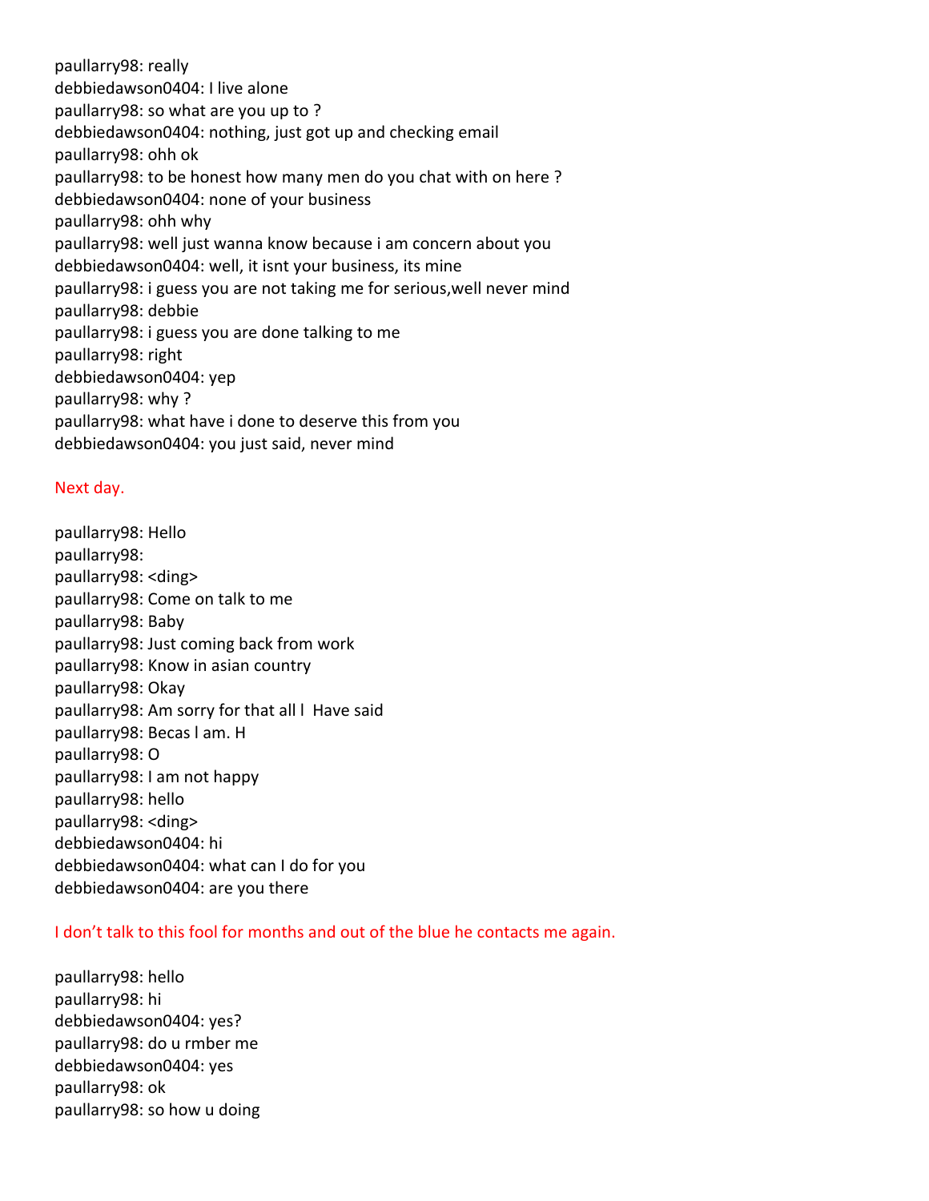paullarry98: really
debbiedawson0404: I live alone
paullarry98: so what are you up to ?
debbiedawson0404: nothing, just got up and checking email
paullarry98: ohh ok
paullarry98: to be honest how many men do you chat with on here ?
debbiedawson0404: none of your business
paullarry98: ohh why
paullarry98: well just wanna know because i am concern about you
debbiedawson0404: well, it isnt your business, its mine
paullarry98: i guess you are not taking me for serious,well never mind
paullarry98: debbie
paullarry98: i guess you are done talking to me
paullarry98: right
debbiedawson0404: yep
paullarry98: why ?
paullarry98: what have i done to deserve this from you
debbiedawson0404: you just said, never mind

Next day.

paullarry98: Hello
paullarry98:
paullarry98: <ding>
paullarry98: Come on talk to me
paullarry98: Baby
paullarry98: Just coming back from work
paullarry98: Know in asian country
paullarry98: Okay
paullarry98: Am sorry for that all l Have said
paullarry98: Becas l am. H
paullarry98: O
paullarry98: I am not happy
paullarry98: hello
paullarry98: <ding>
debbiedawson0404: hi
debbiedawson0404: what can I do for you
debbiedawson0404: are you there

I don't talk to this fool for months and out of the blue he contacts me again.

paullarry98: hello
paullarry98: hi
debbiedawson0404: yes?
paullarry98: do u rmber me
debbiedawson0404: yes
paullarry98: ok
paullarry98: so how u doing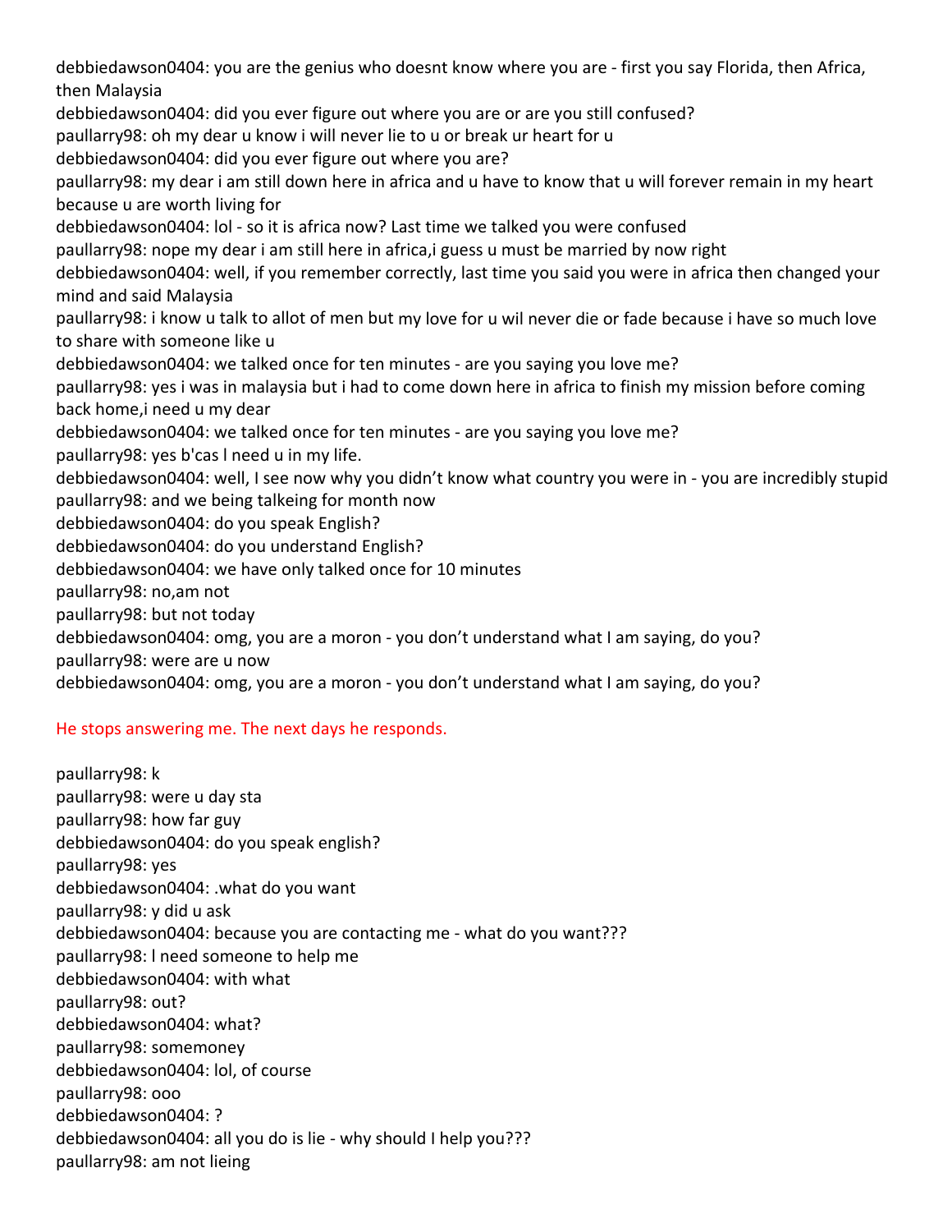debbiedawson0404: you are the genius who doesnt know where you are - first you say Florida, then Africa, then Malaysia

debbiedawson0404: did you ever figure out where you are or are you still confused?

paullarry98: oh my dear u know i will never lie to u or break ur heart for u

debbiedawson0404: did you ever figure out where you are?

paullarry98: my dear i am still down here in africa and u have to know that u will forever remain in my heart because u are worth living for

debbiedawson0404: lol - so it is africa now? Last time we talked you were confused

paullarry98: nope my dear i am still here in africa,i guess u must be married by now right

debbiedawson0404: well, if you remember correctly, last time you said you were in africa then changed your mind and said Malaysia

paullarry98: i know u talk to allot of men but my love for u wil never die or fade because i have so much love to share with someone like u

debbiedawson0404: we talked once for ten minutes - are you saying you love me?

paullarry98: yes i was in malaysia but i had to come down here in africa to finish my mission before coming back home,i need u my dear

debbiedawson0404: we talked once for ten minutes - are you saying you love me?

paullarry98: yes b'cas l need u in my life.

debbiedawson0404: well, I see now why you didn't know what country you were in - you are incredibly stupid

paullarry98: and we being talkeing for month now

debbiedawson0404: do you speak English?

debbiedawson0404: do you understand English?

debbiedawson0404: we have only talked once for 10 minutes

paullarry98: no,am not

paullarry98: but not today

debbiedawson0404: omg, you are a moron - you don't understand what I am saying, do you?

paullarry98: were are u now

debbiedawson0404: omg, you are a moron - you don't understand what I am saying, do you?

He stops answering me. The next days he responds.

paullarry98: k

paullarry98: were u day sta

paullarry98: how far guy

debbiedawson0404: do you speak english?

paullarry98: yes

debbiedawson0404: .what do you want

paullarry98: y did u ask

debbiedawson0404: because you are contacting me - what do you want???

paullarry98: l need someone to help me

debbiedawson0404: with what

paullarry98: out?

debbiedawson0404: what?

paullarry98: somemoney

debbiedawson0404: lol, of course

paullarry98: ooo

debbiedawson0404: ?

debbiedawson0404: all you do is lie - why should I help you???

paullarry98: am not lieing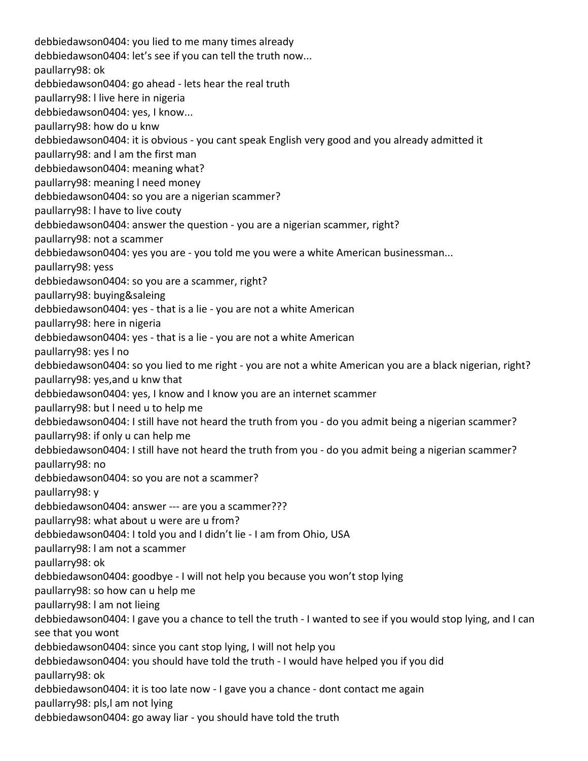debbiedawson0404: you lied to me many times already
debbiedawson0404: let's see if you can tell the truth now...
paullarry98: ok
debbiedawson0404: go ahead - lets hear the real truth
paullarry98: l live here in nigeria
debbiedawson0404: yes, I know...
paullarry98: how do u knw
debbiedawson0404: it is obvious - you cant speak English very good and you already admitted it
paullarry98: and l am the first man
debbiedawson0404: meaning what?
paullarry98: meaning l need money
debbiedawson0404: so you are a nigerian scammer?
paullarry98: l have to live couty
debbiedawson0404: answer the question - you are a nigerian scammer, right?
paullarry98: not a scammer
debbiedawson0404: yes you are - you told me you were a white American businessman...
paullarry98: yess
debbiedawson0404: so you are a scammer, right?
paullarry98: buying&saleing
debbiedawson0404: yes - that is a lie - you are not a white American
paullarry98: here in nigeria
debbiedawson0404: yes - that is a lie - you are not a white American
paullarry98: yes l no
debbiedawson0404: so you lied to me right - you are not a white American you are a black nigerian, right?
paullarry98: yes,and u knw that
debbiedawson0404: yes, I know and I know you are an internet scammer
paullarry98: but l need u to help me
debbiedawson0404: I still have not heard the truth from you - do you admit being a nigerian scammer?
paullarry98: if only u can help me
debbiedawson0404: I still have not heard the truth from you - do you admit being a nigerian scammer?
paullarry98: no
debbiedawson0404: so you are not a scammer?
paullarry98: y
debbiedawson0404: answer --- are you a scammer???
paullarry98: what about u were are u from?
debbiedawson0404: I told you and I didn't lie - I am from Ohio, USA
paullarry98: l am not a scammer
paullarry98: ok
debbiedawson0404: goodbye - I will not help you because you won't stop lying
paullarry98: so how can u help me
paullarry98: l am not lieing
debbiedawson0404: I gave you a chance to tell the truth - I wanted to see if you would stop lying, and I can see that you wont
debbiedawson0404: since you cant stop lying, I will not help you
debbiedawson0404: you should have told the truth - I would have helped you if you did
paullarry98: ok
debbiedawson0404: it is too late now - I gave you a chance - dont contact me again
paullarry98: pls,l am not lying
debbiedawson0404: go away liar - you should have told the truth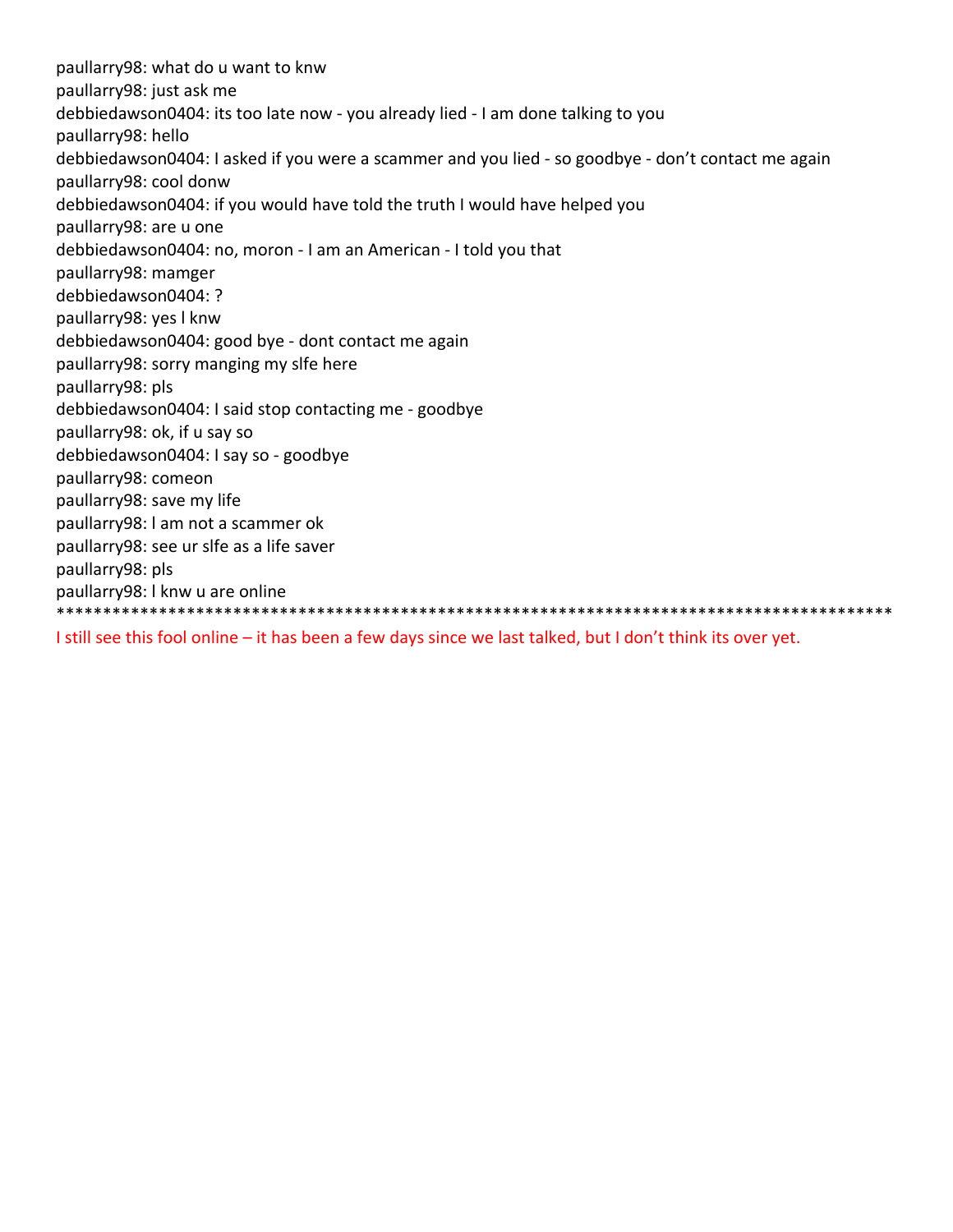paullarry98: what do u want to knw
paullarry98: just ask me
debbiedawson0404: its too late now - you already lied - I am done talking to you
paullarry98: hello
debbiedawson0404: I asked if you were a scammer and you lied - so goodbye - don't contact me again
paullarry98: cool donw
debbiedawson0404: if you would have told the truth I would have helped you
paullarry98: are u one
debbiedawson0404: no, moron - I am an American - I told you that
paullarry98: mamger
debbiedawson0404: ?
paullarry98: yes l knw
debbiedawson0404: good bye - dont contact me again
paullarry98: sorry manging my slfe here
paullarry98: pls
debbiedawson0404: I said stop contacting me - goodbye
paullarry98: ok, if u say so
debbiedawson0404: I say so - goodbye
paullarry98: comeon
paullarry98: save my life
paullarry98: l am not a scammer ok
paullarry98: see ur slfe as a life saver
paullarry98: pls
paullarry98: l knw u are online
*************************************************************************************************

I still see this fool online – it has been a few days since we last talked, but I don't think its over yet.